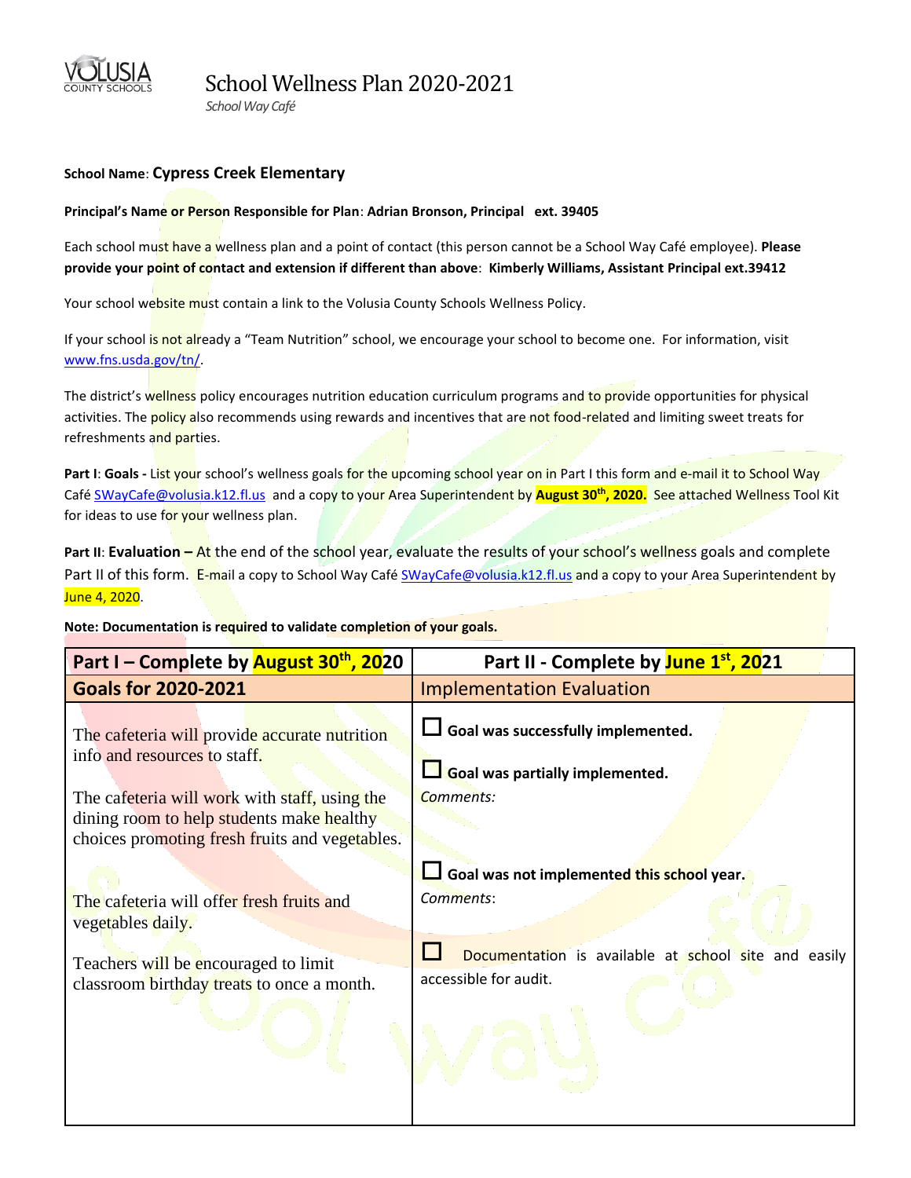# School Wellness Plan 2020-2021

*School Way Café*

**School Name**: **Cypress Creek Elementary**

**Principal's Name or Person Responsible for Plan**: **Adrian Bronson, Principal ext. 39405**

Each school must have a wellness plan and a point of contact (this person cannot be a School Way Café employee). **Please provide your point of contact and extension if different than above**: **Kimberly Williams, Assistant Principal ext.39412**

Your school website must contain a link to the Volusia County Schools Wellness Policy.

If your school is not already a "Team Nutrition" school, we encourage your school to become one. For information, visit www.fns.usda.gov/tn/.

The district's wellness policy encourages nutrition education curriculum programs and to provide opportunities for physical activities. The policy also recommends using rewards and incentives that are not food-related and limiting sweet treats for refreshments and parties.

**Part I**: **Goals -** List your school's wellness goals for the upcoming school year on in Part I this form and e-mail it to School Way Café SWayCafe@volusia.k12.fl.us and a copy to your Area Superintendent by **August 30th, 2020.** See attached Wellness Tool Kit for ideas to use for your wellness plan.

**Part II**: **Evaluation –** At the end of the school year, evaluate the results of your school's wellness goals and complete Part II of this form. E-mail a copy to School Way Café SWayCafe@volusia.k12.fl.us and a copy to your Area Superintendent by June 4, 2020.

**Note: Documentation is required to validate completion of your goals.**

| Part I – Complete by August 30th, 2020 | Part II - Complete by June 1st, 2021 |
|---|---|
| **Goals for 2020-2021** | Implementation Evaluation |
| The cafeteria will provide accurate nutrition info and resources to staff.<br><br>The cafeteria will work with staff, using the dining room to help students make healthy choices promoting fresh fruits and vegetables.<br><br>The cafeteria will offer fresh fruits and vegetables daily.<br><br>Teachers will be encouraged to limit classroom birthday treats to once a month. | ☐ **Goal was successfully implemented.**<br><br>☐ **Goal was partially implemented.**<br>*Comments:*<br><br>☐ **Goal was not implemented this school year.**<br>*Comments*:<br><br>☐ Documentation is available at school site and easily accessible for audit. |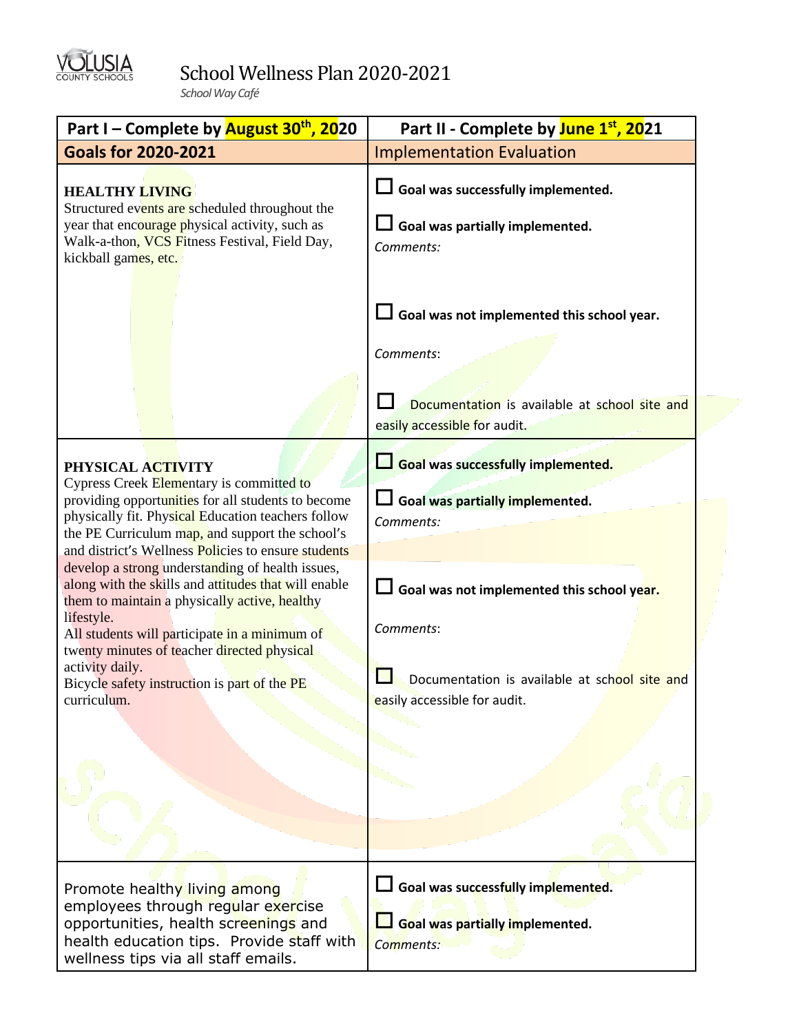# School Wellness Plan 2020-2021

*School Way Café*

| Part I – Complete by August 30th, 2020 | Part II - Complete by June 1st, 2021 |
|---|---|
| **Goals for 2020-2021** | Implementation Evaluation |
| **HEALTHY LIVING**<br>Structured events are scheduled throughout the year that encourage physical activity, such as Walk-a-thon, VCS Fitness Festival, Field Day, kickball games, etc. | ☐ **Goal was successfully implemented.**<br>☐ **Goal was partially implemented.**<br>*Comments:*<br>☐ **Goal was not implemented this school year.**<br>*Comments*:<br>☐ Documentation is available at school site and easily accessible for audit. |
| **PHYSICAL ACTIVITY**<br>Cypress Creek Elementary is committed to providing opportunities for all students to become physically fit. Physical Education teachers follow the PE Curriculum map, and support the school's and district's Wellness Policies to ensure students develop a strong understanding of health issues, along with the skills and attitudes that will enable them to maintain a physically active, healthy lifestyle.<br>All students will participate in a minimum of twenty minutes of teacher directed physical activity daily.<br>Bicycle safety instruction is part of the PE curriculum. | ☐ **Goal was successfully implemented.**<br>☐ **Goal was partially implemented.**<br>*Comments:*<br>☐ **Goal was not implemented this school year.**<br>*Comments*:<br>☐ Documentation is available at school site and easily accessible for audit. |
| Promote healthy living among employees through regular exercise opportunities, health screenings and health education tips. Provide staff with wellness tips via all staff emails. | ☐ **Goal was successfully implemented.**<br>☐ **Goal was partially implemented.**<br>*Comments:* |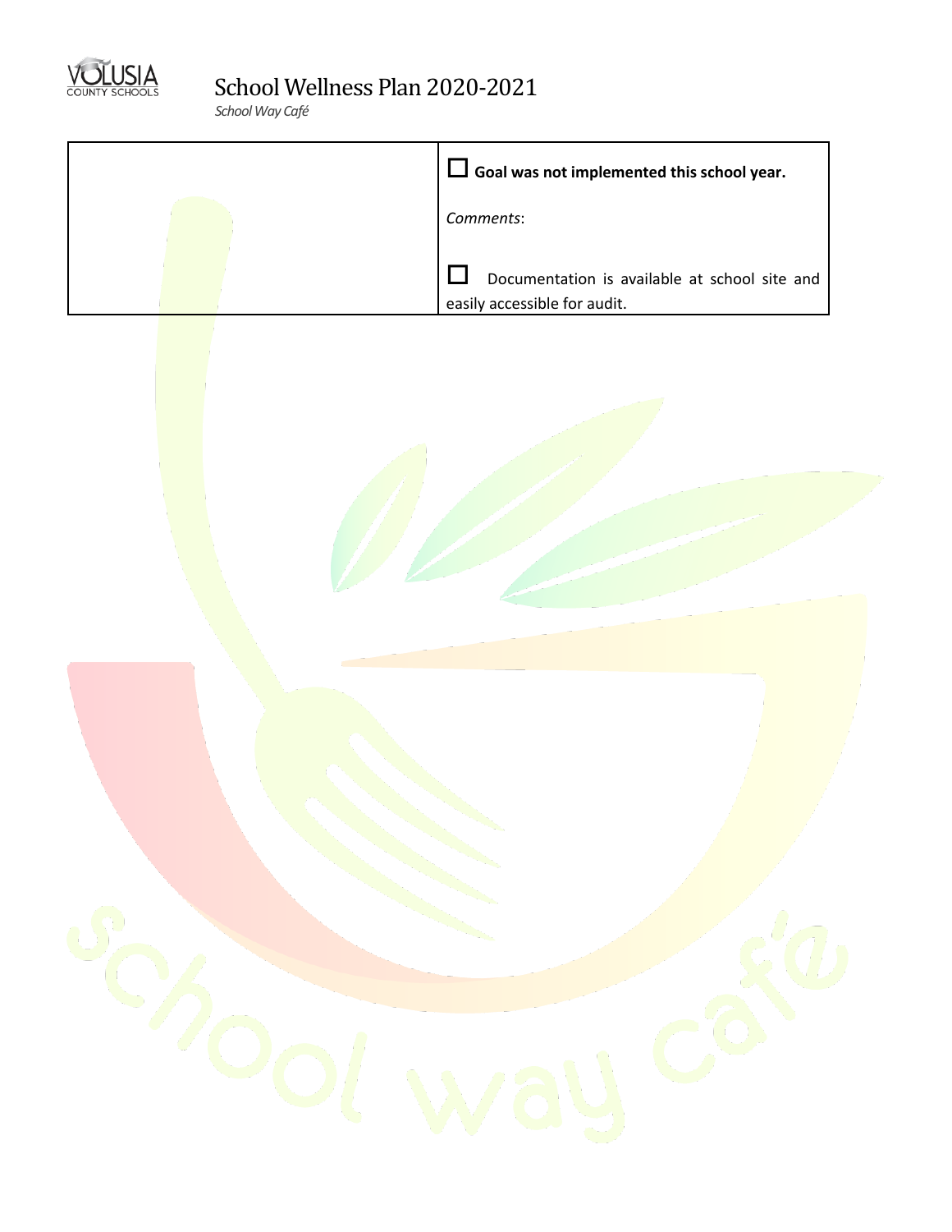| | |
|---|---|
| | ☐ **Goal was not implemented this school year.**<br><br>*Comments*:<br><br>☐ Documentation is available at school site and easily accessible for audit. |